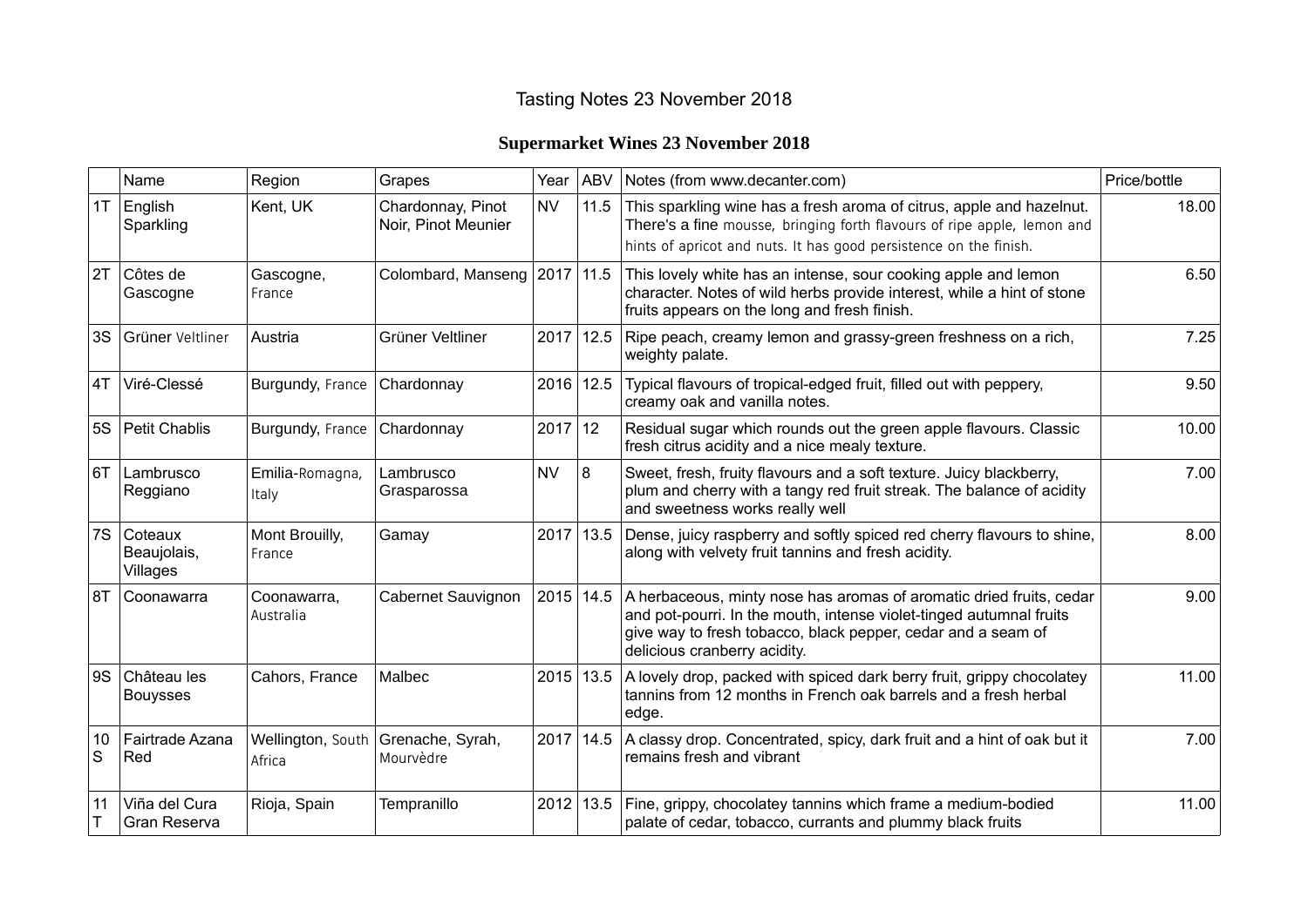# Tasting Notes 23 November 2018

## Supermarket Wines 23 November 2018

| | Name | Region | Grapes | Year | ABV | Notes (from www.decanter.com) | Price/bottle |
|---|---|---|---|---|---|---|---|
| 1T | English Sparkling | Kent, UK | Chardonnay, Pinot Noir, Pinot Meunier | NV | 11.5 | This sparkling wine has a fresh aroma of citrus, apple and hazelnut. There's a fine mousse, bringing forth flavours of ripe apple, lemon and hints of apricot and nuts. It has good persistence on the finish. | 18.00 |
| 2T | Côtes de Gascogne | Gascogne, France | Colombard, Manseng | 2017 | 11.5 | This lovely white has an intense, sour cooking apple and lemon character. Notes of wild herbs provide interest, while a hint of stone fruits appears on the long and fresh finish. | 6.50 |
| 3S | Grüner Veltliner | Austria | Grüner Veltliner | 2017 | 12.5 | Ripe peach, creamy lemon and grassy-green freshness on a rich, weighty palate. | 7.25 |
| 4T | Viré-Clessé | Burgundy, France | Chardonnay | 2016 | 12.5 | Typical flavours of tropical-edged fruit, filled out with peppery, creamy oak and vanilla notes. | 9.50 |
| 5S | Petit Chablis | Burgundy, France | Chardonnay | 2017 | 12 | Residual sugar which rounds out the green apple flavours. Classic fresh citrus acidity and a nice mealy texture. | 10.00 |
| 6T | Lambrusco Reggiano | Emilia-Romagna, Italy | Lambrusco Grasparossa | NV | 8 | Sweet, fresh, fruity flavours and a soft texture. Juicy blackberry, plum and cherry with a tangy red fruit streak. The balance of acidity and sweetness works really well | 7.00 |
| 7S | Coteaux Beaujolais, Villages | Mont Brouilly, France | Gamay | 2017 | 13.5 | Dense, juicy raspberry and softly spiced red cherry flavours to shine, along with velvety fruit tannins and fresh acidity. | 8.00 |
| 8T | Coonawarra | Coonawarra, Australia | Cabernet Sauvignon | 2015 | 14.5 | A herbaceous, minty nose has aromas of aromatic dried fruits, cedar and pot-pourri. In the mouth, intense violet-tinged autumnal fruits give way to fresh tobacco, black pepper, cedar and a seam of delicious cranberry acidity. | 9.00 |
| 9S | Château les Bouysses | Cahors, France | Malbec | 2015 | 13.5 | A lovely drop, packed with spiced dark berry fruit, grippy chocolatey tannins from 12 months in French oak barrels and a fresh herbal edge. | 11.00 |
| 10S | Fairtrade Azana Red | Wellington, South Africa | Grenache, Syrah, Mourvèdre | 2017 | 14.5 | A classy drop. Concentrated, spicy, dark fruit and a hint of oak but it remains fresh and vibrant | 7.00 |
| 11T | Viña del Cura Gran Reserva | Rioja, Spain | Tempranillo | 2012 | 13.5 | Fine, grippy, chocolatey tannins which frame a medium-bodied palate of cedar, tobacco, currants and plummy black fruits | 11.00 |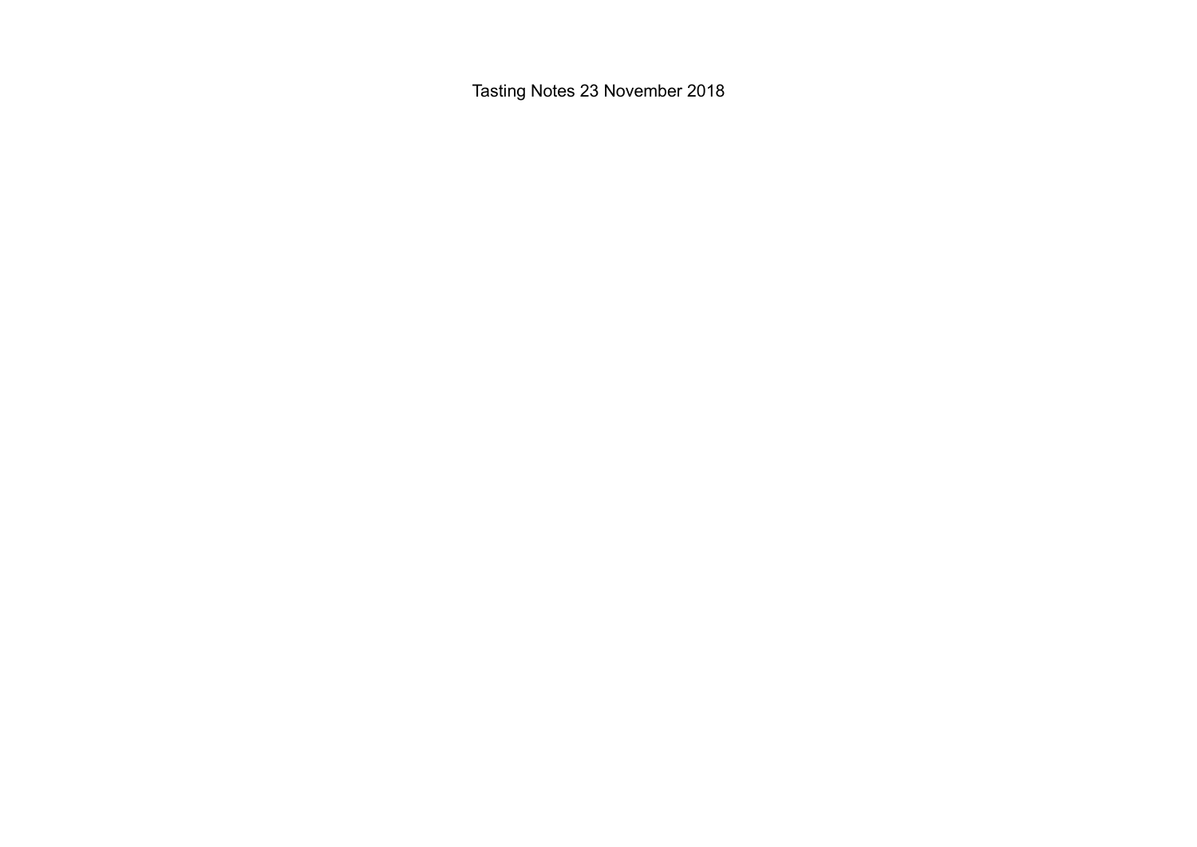Tasting Notes 23 November 2018